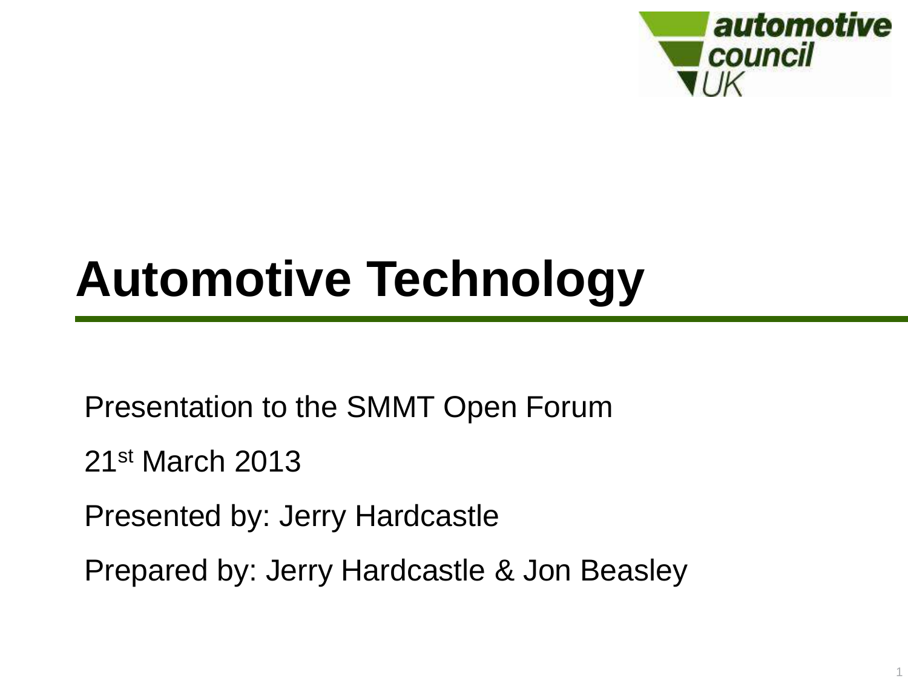automotive council UK

# Automotive Technology

Presentation to the SMMT Open Forum

21st March 2013

Presented by: Jerry Hardcastle

Prepared by: Jerry Hardcastle & Jon Beasley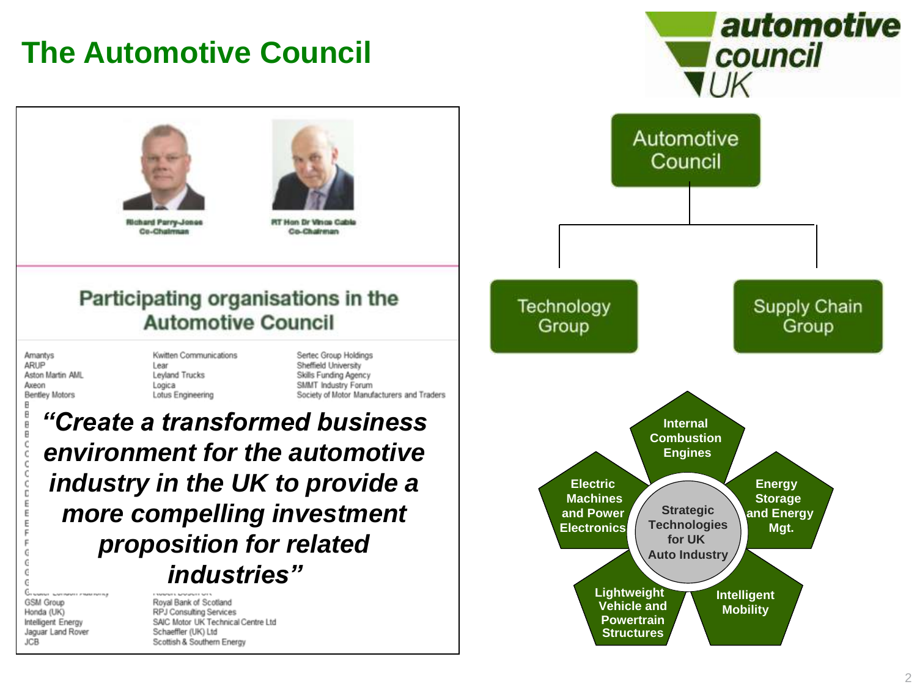# The Automotive Council

automotive council UK

Richard Parry-Jones
Co-Chairman

RT Hon Dr Vince Cable
Co-Chairman

## Participating organisations in the Automotive Council

Amantys
ARUP
Aston Martin AML
Axeon
Bentley Motors

Kwitten Communications
Lear
Leyland Trucks
Logica
Lotus Engineering

Sertec Group Holdings
Sheffield University
Skills Funding Agency
SMMT Industry Forum
Society of Motor Manufacturers and Traders

***"Create a transformed business environment for the automotive industry in the UK to provide a more compelling investment proposition for related industries"***

GSM Group
Honda (UK)
Intelligent Energy
Jaguar Land Rover
JCB

Royal Bank of Scotland
RPJ Consulting Services
SAIC Motor UK Technical Centre Ltd
Schaeffler (UK) Ltd
Scottish & Southern Energy

Automotive Council
- Technology Group
- Supply Chain Group

Strategic Technologies for UK Auto Industry:
- Internal Combustion Engines
- Energy Storage and Energy Mgt.
- Intelligent Mobility
- Lightweight Vehicle and Powertrain Structures
- Electric Machines and Power Electronics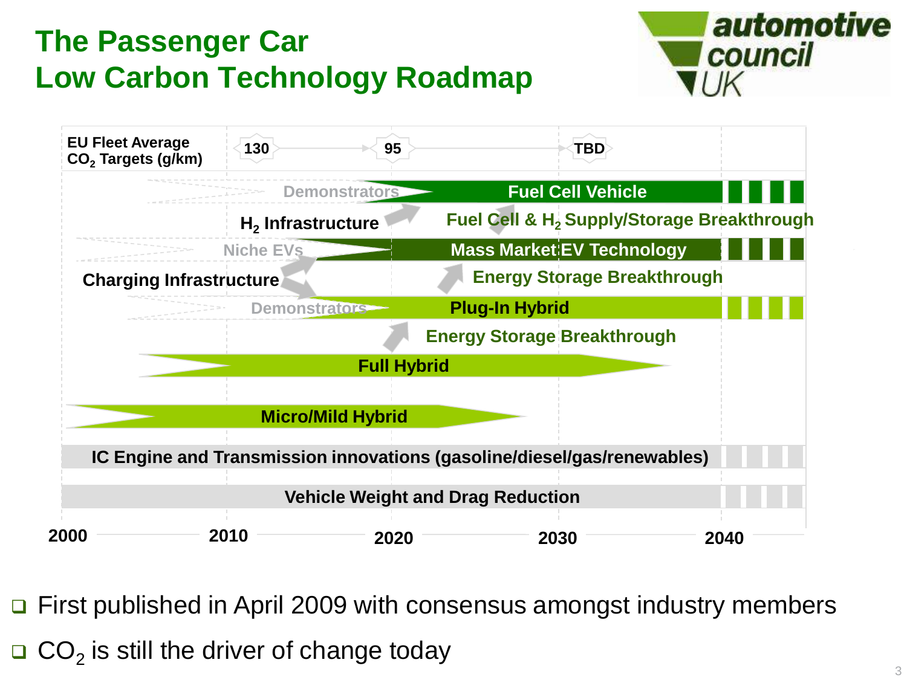# The Passenger Car Low Carbon Technology Roadmap

automotive council UK

| EU Fleet Average $CO_2$ Targets (g/km) | 130 | 95 | TBD |
|---|---|---|---|

- Demonstrators → **Fuel Cell Vehicle**
- $H_2$ Infrastructure
- Fuel Cell & $H_2$ Supply/Storage Breakthrough
- Niche EVs → **Mass Market EV Technology**
- Charging Infrastructure
- Energy Storage Breakthrough
- Demonstrators → **Plug-In Hybrid**
- Energy Storage Breakthrough
- **Full Hybrid**
- **Micro/Mild Hybrid**
- **IC Engine and Transmission innovations (gasoline/diesel/gas/renewables)**
- **Vehicle Weight and Drag Reduction**

2000 — 2010 — 2020 — 2030 — 2040

- First published in April 2009 with consensus amongst industry members
- $CO_2$ is still the driver of change today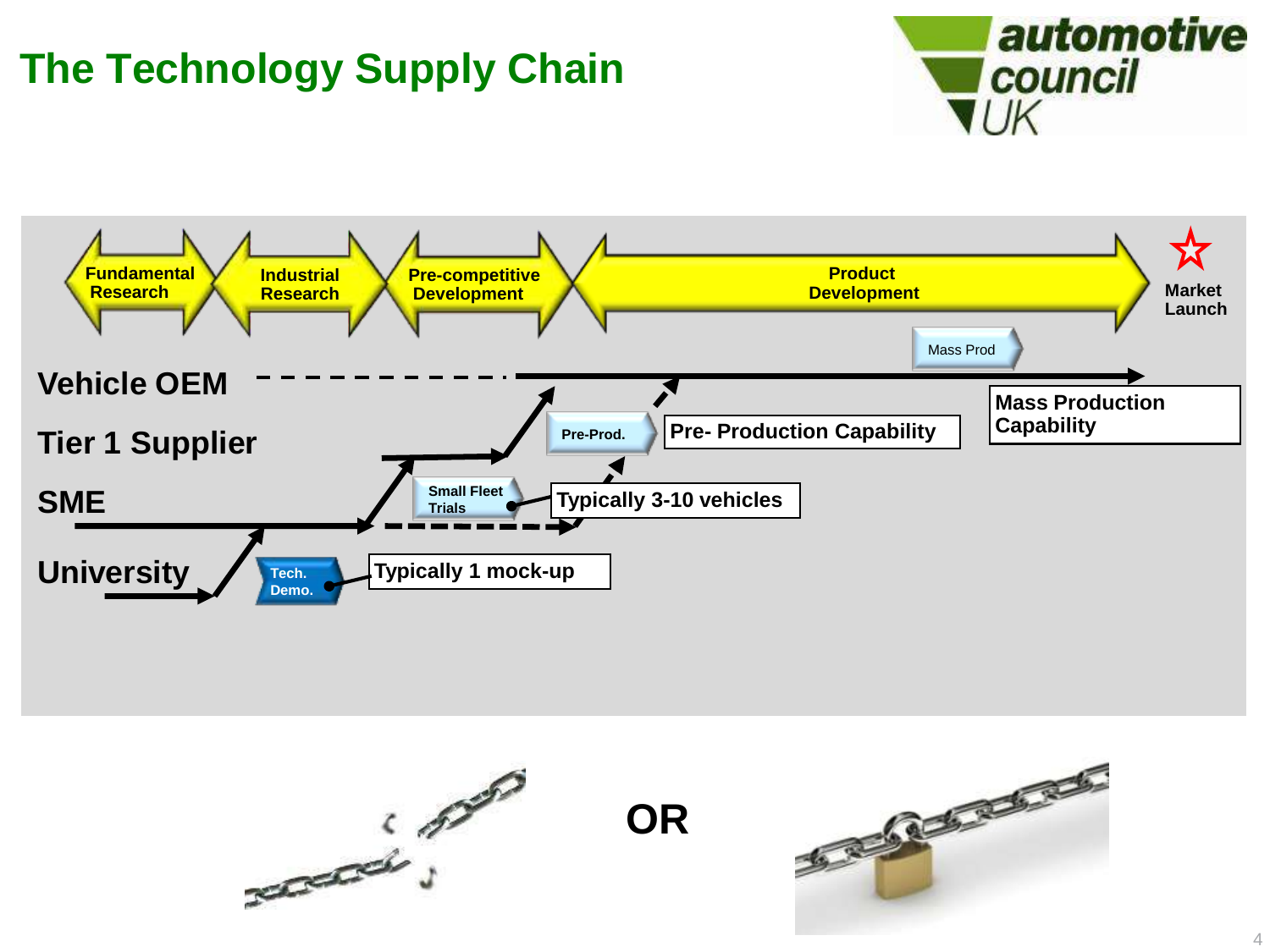# The Technology Supply Chain

Fundamental Research → Industrial Research → Pre-competitive Development → Product Development → Market Launch

Vehicle OEM

Tier 1 Supplier

SME

University

Tech. Demo. — Typically 1 mock-up

Small Fleet Trials — Typically 3-10 vehicles

Pre-Prod. — Pre- Production Capability

Mass Prod — Mass Production Capability

OR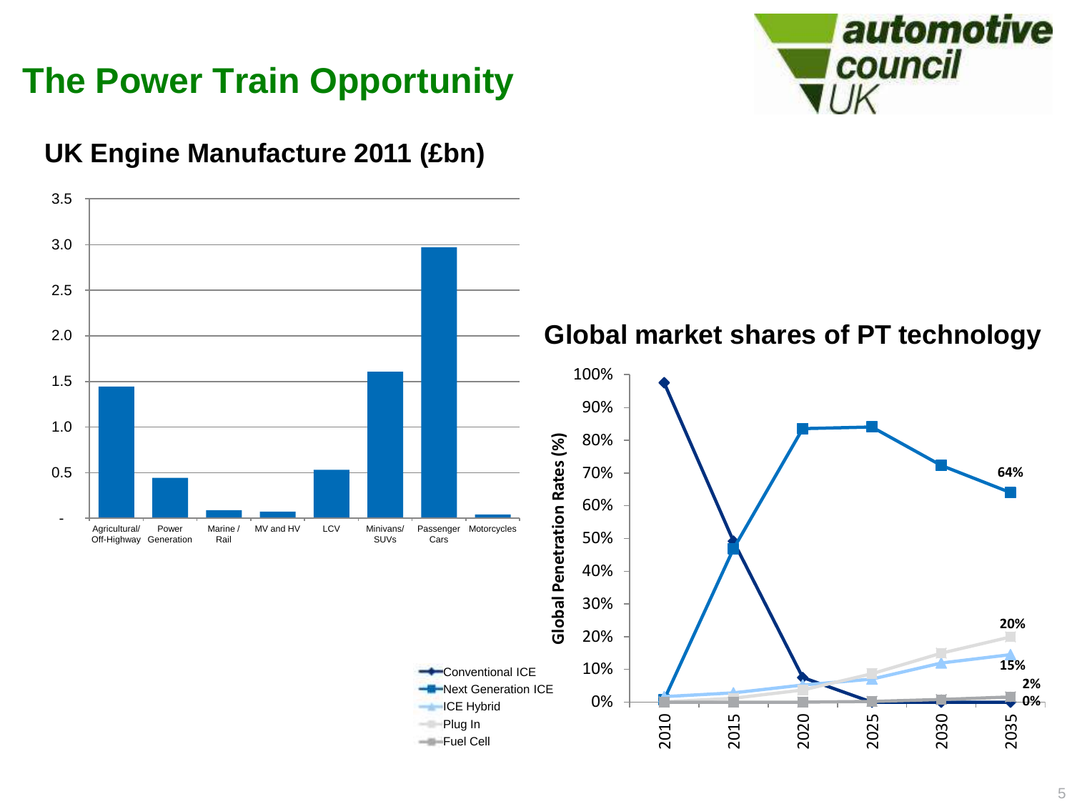# The Power Train Opportunity

## UK Engine Manufacture 2011 (£bn)

| Sector | £bn |
|---|---|
| Agricultural/ Off-Highway | 1.45 |
| Power Generation | 0.45 |
| Marine / Rail | 0.09 |
| MV and HV | 0.07 |
| LCV | 0.53 |
| Minivans/ SUVs | 1.61 |
| Passenger Cars | 2.97 |
| Motorcycles | 0.03 |

## Global market shares of PT technology

Global Penetration Rates (%)

| Year | Conventional ICE | Next Generation ICE | ICE Hybrid | Plug In | Fuel Cell |
|---|---|---|---|---|---|
| 2010 | 97% | 1% | 2% | 0% | 0% |
| 2015 | 49% | 47% | 3% | 1% | 0% |
| 2020 | 8% | 84% | 5% | 4% | 0% |
| 2025 | 0% | 84% | 7% | 9% | 0% |
| 2030 | 0% | 72% | 12% | 15% | 1% |
| 2035 | 0% | 64% | 15% | 20% | 2% |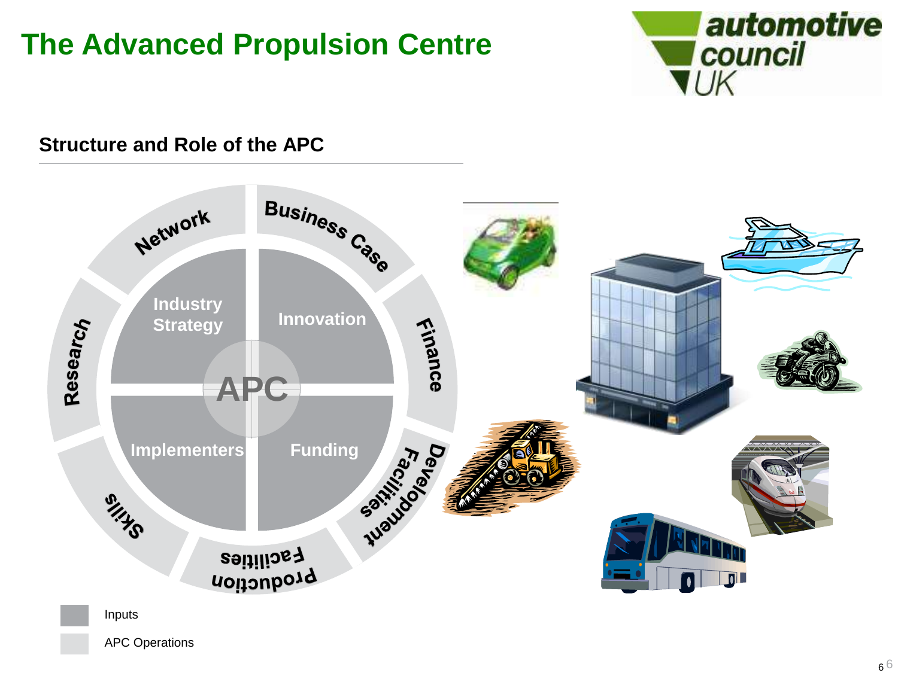# The Advanced Propulsion Centre

automotive council UK

## Structure and Role of the APC

APC

Industry Strategy

Innovation

Implementers

Funding

Network

Business Case

Finance

Development Facilities

Production Facilities

Skills

Research

Inputs

APC Operations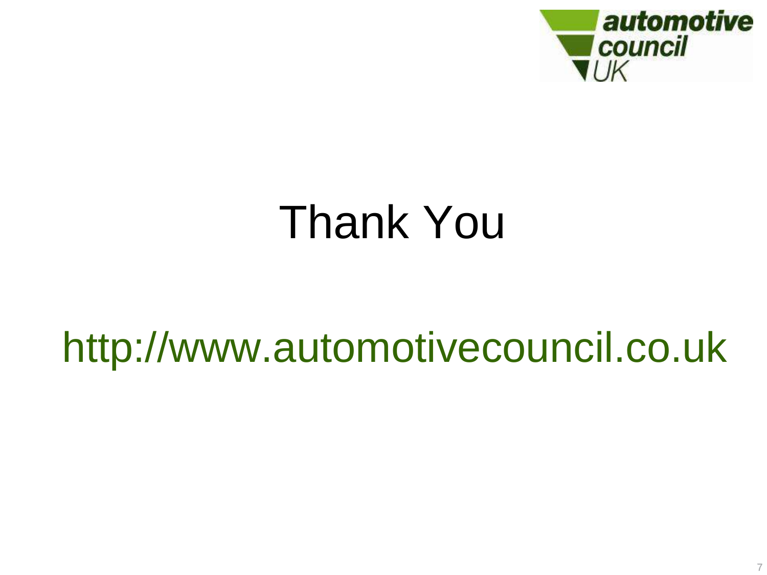automotive council UK

# Thank You

http://www.automotivecouncil.co.uk